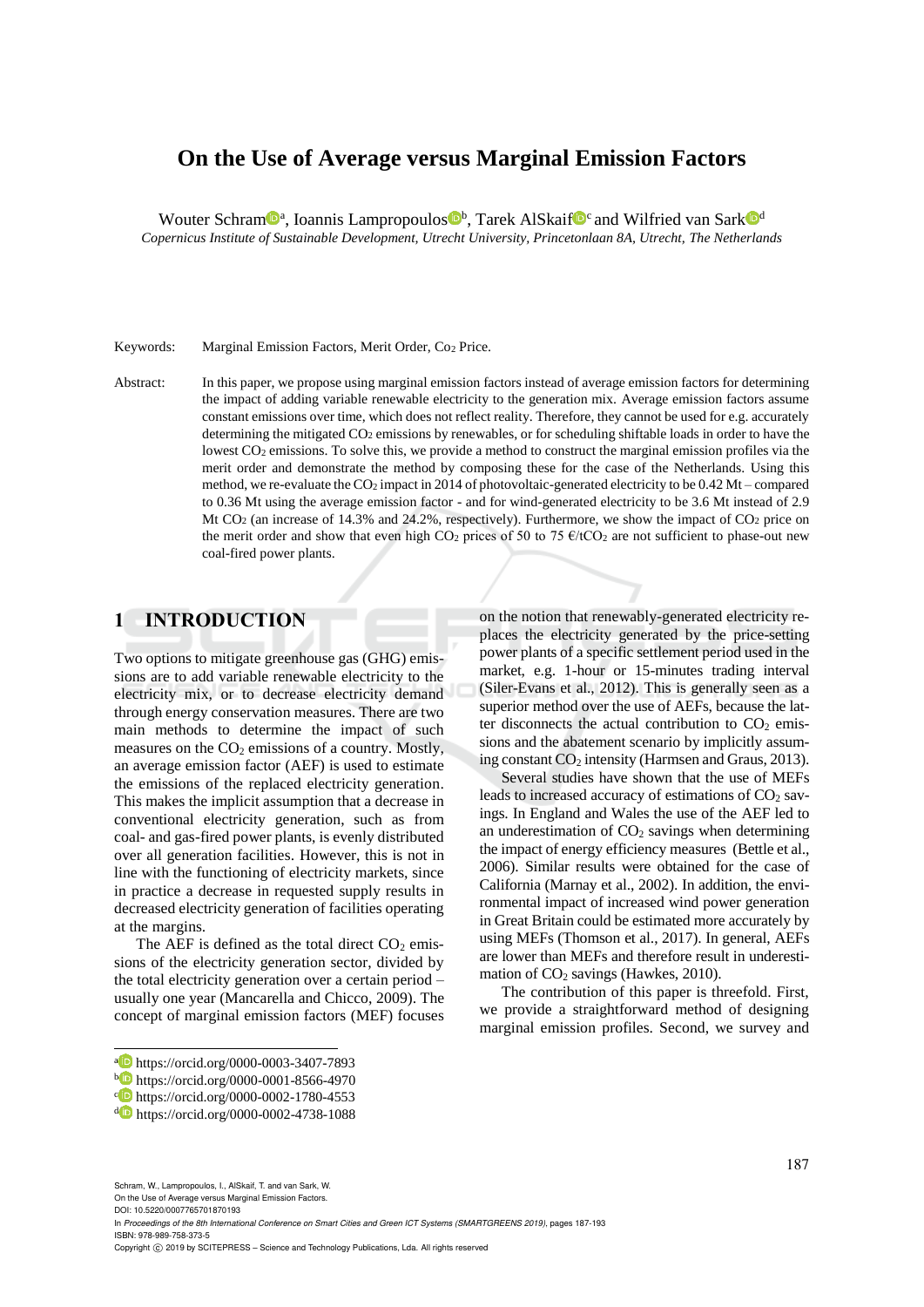# On the Use of Average versus Marginal Emission Factors

Wouter Schram[a], Ioannis Lampropoulos[b], Tarek AlSkaif[c] and Wilfried van Sark[d]

*Copernicus Institute of Sustainable Development, Utrecht University, Princetonlaan 8A, Utrecht, The Netherlands*

Keywords: Marginal Emission Factors, Merit Order, $Co_2$ Price.

Abstract: In this paper, we propose using marginal emission factors instead of average emission factors for determining the impact of adding variable renewable electricity to the generation mix. Average emission factors assume constant emissions over time, which does not reflect reality. Therefore, they cannot be used for e.g. accurately determining the mitigated $CO_2$ emissions by renewables, or for scheduling shiftable loads in order to have the lowest $CO_2$ emissions. To solve this, we provide a method to construct the marginal emission profiles via the merit order and demonstrate the method by composing these for the case of the Netherlands. Using this method, we re-evaluate the $CO_2$ impact in 2014 of photovoltaic-generated electricity to be 0.42 Mt – compared to 0.36 Mt using the average emission factor - and for wind-generated electricity to be 3.6 Mt instead of 2.9 Mt $CO_2$ (an increase of 14.3% and 24.2%, respectively). Furthermore, we show the impact of $CO_2$ price on the merit order and show that even high $CO_2$ prices of 50 to 75 €/t$CO_2$ are not sufficient to phase-out new coal-fired power plants.

## 1 INTRODUCTION

Two options to mitigate greenhouse gas (GHG) emissions are to add variable renewable electricity to the electricity mix, or to decrease electricity demand through energy conservation measures. There are two main methods to determine the impact of such measures on the $CO_2$ emissions of a country. Mostly, an average emission factor (AEF) is used to estimate the emissions of the replaced electricity generation. This makes the implicit assumption that a decrease in conventional electricity generation, such as from coal- and gas-fired power plants, is evenly distributed over all generation facilities. However, this is not in line with the functioning of electricity markets, since in practice a decrease in requested supply results in decreased electricity generation of facilities operating at the margins.

The AEF is defined as the total direct $CO_2$ emissions of the electricity generation sector, divided by the total electricity generation over a certain period – usually one year (Mancarella and Chicco, 2009). The concept of marginal emission factors (MEF) focuses on the notion that renewably-generated electricity replaces the electricity generated by the price-setting power plants of a specific settlement period used in the market, e.g. 1-hour or 15-minutes trading interval (Siler-Evans et al., 2012). This is generally seen as a superior method over the use of AEFs, because the latter disconnects the actual contribution to $CO_2$ emissions and the abatement scenario by implicitly assuming constant $CO_2$ intensity (Harmsen and Graus, 2013).

Several studies have shown that the use of MEFs leads to increased accuracy of estimations of $CO_2$ savings. In England and Wales the use of the AEF led to an underestimation of $CO_2$ savings when determining the impact of energy efficiency measures (Bettle et al., 2006). Similar results were obtained for the case of California (Marnay et al., 2002). In addition, the environmental impact of increased wind power generation in Great Britain could be estimated more accurately by using MEFs (Thomson et al., 2017). In general, AEFs are lower than MEFs and therefore result in underestimation of $CO_2$ savings (Hawkes, 2010).

The contribution of this paper is threefold. First, we provide a straightforward method of designing marginal emission profiles. Second, we survey and

[a] https://orcid.org/0000-0003-3407-7893
[b] https://orcid.org/0000-0001-8566-4970
[c] https://orcid.org/0000-0002-1780-4553
[d] https://orcid.org/0000-0002-4738-1088

Schram, W., Lampropoulos, I., AlSkaif, T. and van Sark, W.
On the Use of Average versus Marginal Emission Factors.
DOI: 10.5220/0007765701870193
In *Proceedings of the 8th International Conference on Smart Cities and Green ICT Systems (SMARTGREENS 2019)*, pages 187-193
ISBN: 978-989-758-373-5
Copyright © 2019 by SCITEPRESS – Science and Technology Publications, Lda. All rights reserved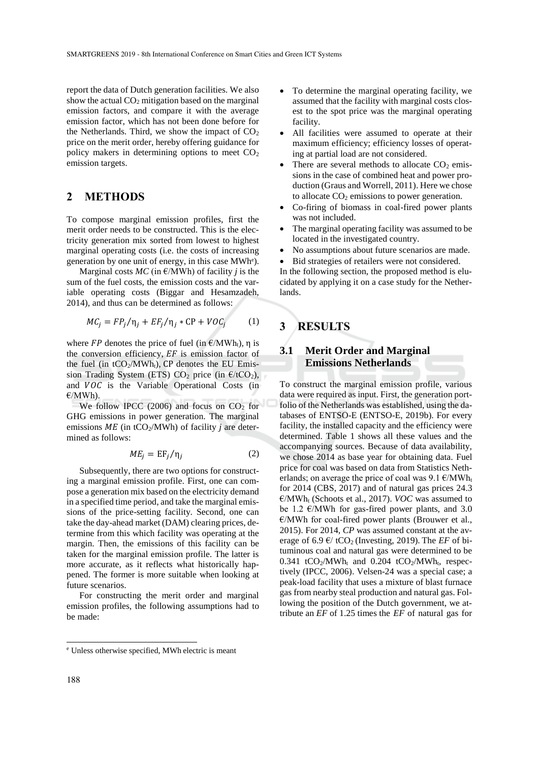report the data of Dutch generation facilities. We also show the actual $CO_2$ mitigation based on the marginal emission factors, and compare it with the average emission factor, which has not been done before for the Netherlands. Third, we show the impact of $CO_2$ price on the merit order, hereby offering guidance for policy makers in determining options to meet $CO_2$ emission targets.

## 2 METHODS

To compose marginal emission profiles, first the merit order needs to be constructed. This is the electricity generation mix sorted from lowest to highest marginal operating costs (i.e. the costs of increasing generation by one unit of energy, in this case MWh[e]).

Marginal costs *MC* (in €/MWh) of facility *j* is the sum of the fuel costs, the emission costs and the variable operating costs (Biggar and Hesamzadeh, 2014), and thus can be determined as follows:

$$MC_j = FP_j/\eta_j + EF_j/\eta_j * \text{CP} + VOC_j \tag{1}$$

where $FP$ denotes the price of fuel (in €/$MWh_t$), η is the conversion efficiency, $EF$ is emission factor of the fuel (in $tCO_2/MWh_t$), CP denotes the EU Emission Trading System (ETS) $CO_2$ price (in €/$tCO_2$), and $VOC$ is the Variable Operational Costs (in €/MWh).

We follow IPCC (2006) and focus on $CO_2$ for GHG emissions in power generation. The marginal emissions $ME$ (in $tCO_2$/MWh) of facility *j* are determined as follows:

$$ME_j = \text{EF}_j/\eta_j \tag{2}$$

Subsequently, there are two options for constructing a marginal emission profile. First, one can compose a generation mix based on the electricity demand in a specified time period, and take the marginal emissions of the price-setting facility. Second, one can take the day-ahead market (DAM) clearing prices, determine from this which facility was operating at the margin. Then, the emissions of this facility can be taken for the marginal emission profile. The latter is more accurate, as it reflects what historically happened. The former is more suitable when looking at future scenarios.

For constructing the merit order and marginal emission profiles, the following assumptions had to be made:

- To determine the marginal operating facility, we assumed that the facility with marginal costs closest to the spot price was the marginal operating facility.
- All facilities were assumed to operate at their maximum efficiency; efficiency losses of operating at partial load are not considered.
- There are several methods to allocate $CO_2$ emissions in the case of combined heat and power production (Graus and Worrell, 2011). Here we chose to allocate $CO_2$ emissions to power generation.
- Co-firing of biomass in coal-fired power plants was not included.
- The marginal operating facility was assumed to be located in the investigated country.
- No assumptions about future scenarios are made.
- Bid strategies of retailers were not considered.

In the following section, the proposed method is elucidated by applying it on a case study for the Netherlands.

## 3 RESULTS

### 3.1 Merit Order and Marginal Emissions Netherlands

To construct the marginal emission profile, various data were required as input. First, the generation portfolio of the Netherlands was established, using the databases of ENTSO-E (ENTSO-E, 2019b). For every facility, the installed capacity and the efficiency were determined. Table 1 shows all these values and the accompanying sources. Because of data availability, we chose 2014 as base year for obtaining data. Fuel price for coal was based on data from Statistics Netherlands; on average the price of coal was 9.1 €/$MWh_t$ for 2014 (CBS, 2017) and of natural gas prices 24.3 €/$MWh_t$ (Schoots et al., 2017). *VOC* was assumed to be 1.2 €/MWh for gas-fired power plants, and 3.0 €/MWh for coal-fired power plants (Brouwer et al., 2015). For 2014, *CP* was assumed constant at the average of 6.9 €/ $tCO_2$ (Investing, 2019). The *EF* of bituminous coal and natural gas were determined to be 0.341 $tCO_2/MWh_t$ and 0.204 $tCO_2/MWh_t$, respectively (IPCC, 2006). Velsen-24 was a special case; a peak-load facility that uses a mixture of blast furnace gas from nearby steal production and natural gas. Following the position of the Dutch government, we attribute an *EF* of 1.25 times the *EF* of natural gas for

[e] Unless otherwise specified, MWh electric is meant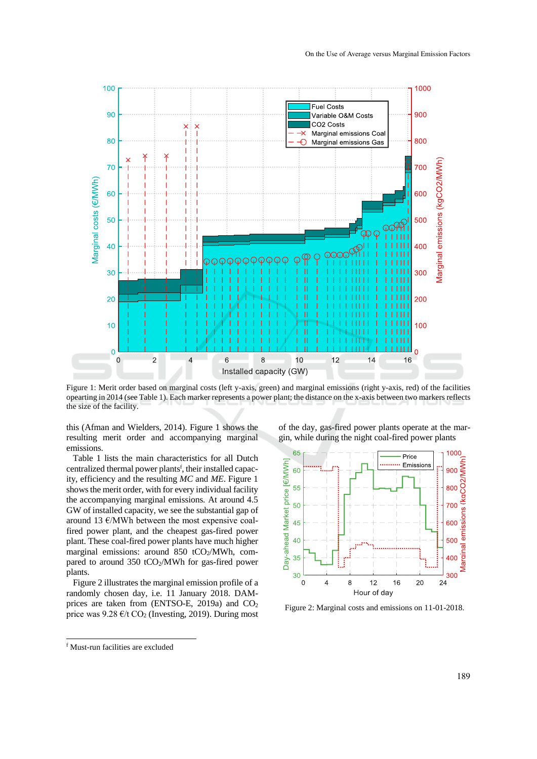Figure 1: Merit order based on marginal costs (left y-axis, green) and marginal emissions (right y-axis, red) of the facilities opearting in 2014 (see Table 1). Each marker represents a power plant; the distance on the x-axis between two markers reflects the size of the facility.

this (Afman and Wielders, 2014). Figure 1 shows the resulting merit order and accompanying marginal emissions.

Table 1 lists the main characteristics for all Dutch centralized thermal power plants[f], their installed capacity, efficiency and the resulting *MC* and *ME*. Figure 1 shows the merit order, with for every individual facility the accompanying marginal emissions. At around 4.5 GW of installed capacity, we see the substantial gap of around 13 €/MWh between the most expensive coal-fired power plant, and the cheapest gas-fired power plant. These coal-fired power plants have much higher marginal emissions: around 850 $tCO_2$/MWh, compared to around 350 $tCO_2$/MWh for gas-fired power plants.

Figure 2 illustrates the marginal emission profile of a randomly chosen day, i.e. 11 January 2018. DAM-prices are taken from (ENTSO-E, 2019a) and $CO_2$ price was 9.28 €/t $CO_2$ (Investing, 2019). During most of the day, gas-fired power plants operate at the margin, while during the night coal-fired power plants

Figure 2: Marginal costs and emissions on 11-01-2018.

[f] Must-run facilities are excluded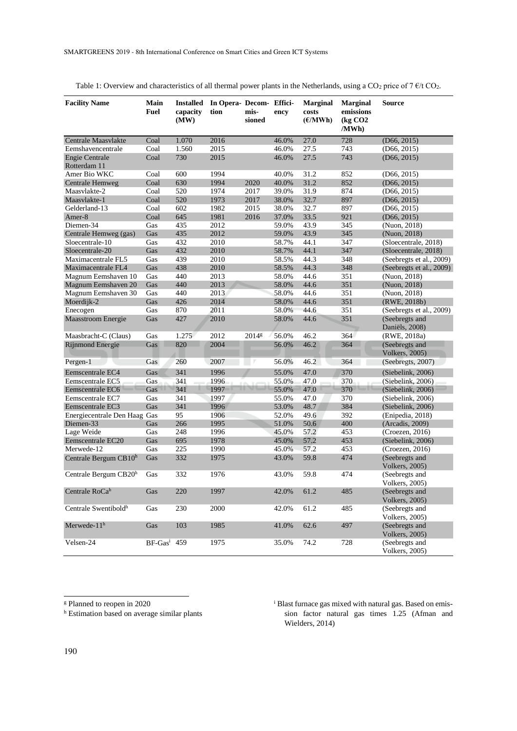Table 1: Overview and characteristics of all thermal power plants in the Netherlands, using a $CO_2$ price of 7 €/t $CO_2$.

| Facility Name | Main Fuel | Installed capacity (MW) | In Operation | Decommissioned | Efficiency | Marginal costs (€/MWh) | Marginal emissions (kg CO2 /MWh) | Source |
|---|---|---|---|---|---|---|---|---|
| Centrale Maasvlakte | Coal | 1.070 | 2016 | | 46.0% | 27.0 | 728 | (D66, 2015) |
| Eemshavencentrale | Coal | 1.560 | 2015 | | 46.0% | 27.5 | 743 | (D66, 2015) |
| Engie Centrale Rotterdam 11 | Coal | 730 | 2015 | | 46.0% | 27.5 | 743 | (D66, 2015) |
| Amer Bio WKC | Coal | 600 | 1994 | | 40.0% | 31.2 | 852 | (D66, 2015) |
| Centrale Hemweg | Coal | 630 | 1994 | 2020 | 40.0% | 31.2 | 852 | (D66, 2015) |
| Maasvlakte-2 | Coal | 520 | 1974 | 2017 | 39.0% | 31.9 | 874 | (D66, 2015) |
| Maasvlakte-1 | Coal | 520 | 1973 | 2017 | 38.0% | 32.7 | 897 | (D66, 2015) |
| Gelderland-13 | Coal | 602 | 1982 | 2015 | 38.0% | 32.7 | 897 | (D66, 2015) |
| Amer-8 | Coal | 645 | 1981 | 2016 | 37.0% | 33.5 | 921 | (D66, 2015) |
| Diemen-34 | Gas | 435 | 2012 | | 59.0% | 43.9 | 345 | (Nuon, 2018) |
| Centrale Hemweg (gas) | Gas | 435 | 2012 | | 59.0% | 43.9 | 345 | (Nuon, 2018) |
| Sloecentrale-10 | Gas | 432 | 2010 | | 58.7% | 44.1 | 347 | (Sloecentrale, 2018) |
| Sloecentrale-20 | Gas | 432 | 2010 | | 58.7% | 44.1 | 347 | (Sloecentrale, 2018) |
| Maximacentrale FL5 | Gas | 439 | 2010 | | 58.5% | 44.3 | 348 | (Seebregts et al., 2009) |
| Maximacentrale FL4 | Gas | 438 | 2010 | | 58.5% | 44.3 | 348 | (Seebregts et al., 2009) |
| Magnum Eemshaven 10 | Gas | 440 | 2013 | | 58.0% | 44.6 | 351 | (Nuon, 2018) |
| Magnum Eemshaven 20 | Gas | 440 | 2013 | | 58.0% | 44.6 | 351 | (Nuon, 2018) |
| Magnum Eemshaven 30 | Gas | 440 | 2013 | | 58.0% | 44.6 | 351 | (Nuon, 2018) |
| Moerdijk-2 | Gas | 426 | 2014 | | 58.0% | 44.6 | 351 | (RWE, 2018b) |
| Enecogen | Gas | 870 | 2011 | | 58.0% | 44.6 | 351 | (Seebregts et al., 2009) |
| Maasstroom Energie | Gas | 427 | 2010 | | 58.0% | 44.6 | 351 | (Seebregts and Daniëls, 2008) |
| Maasbracht-C (Claus) | Gas | 1.275 | 2012 | 2014[g] | 56.0% | 46.2 | 364 | (RWE, 2018a) |
| Rijnmond Energie | Gas | 820 | 2004 | | 56.0% | 46.2 | 364 | (Seebregts and Volkers, 2005) |
| Pergen-1 | Gas | 260 | 2007 | | 56.0% | 46.2 | 364 | (Seebregts, 2007) |
| Eemscentrale EC4 | Gas | 341 | 1996 | | 55.0% | 47.0 | 370 | (Siebelink, 2006) |
| Eemscentrale EC5 | Gas | 341 | 1996 | | 55.0% | 47.0 | 370 | (Siebelink, 2006) |
| Eemscentrale EC6 | Gas | 341 | 1997 | | 55.0% | 47.0 | 370 | (Siebelink, 2006) |
| Eemscentrale EC7 | Gas | 341 | 1997 | | 55.0% | 47.0 | 370 | (Siebelink, 2006) |
| Eemscentrale EC3 | Gas | 341 | 1996 | | 53.0% | 48.7 | 384 | (Siebelink, 2006) |
| Energiecentrale Den Haag | Gas | 95 | 1906 | | 52.0% | 49.6 | 392 | (Enipedia, 2018) |
| Diemen-33 | Gas | 266 | 1995 | | 51.0% | 50.6 | 400 | (Arcadis, 2009) |
| Lage Weide | Gas | 248 | 1996 | | 45.0% | 57.2 | 453 | (Croezen, 2016) |
| Eemscentrale EC20 | Gas | 695 | 1978 | | 45.0% | 57.2 | 453 | (Siebelink, 2006) |
| Merwede-12 | Gas | 225 | 1990 | | 45.0% | 57.2 | 453 | (Croezen, 2016) |
| Centrale Bergum CB10[h] | Gas | 332 | 1975 | | 43.0% | 59.8 | 474 | (Seebregts and Volkers, 2005) |
| Centrale Bergum CB20[h] | Gas | 332 | 1976 | | 43.0% | 59.8 | 474 | (Seebregts and Volkers, 2005) |
| Centrale RoCa[h] | Gas | 220 | 1997 | | 42.0% | 61.2 | 485 | (Seebregts and Volkers, 2005) |
| Centrale Swentibold[h] | Gas | 230 | 2000 | | 42.0% | 61.2 | 485 | (Seebregts and Volkers, 2005) |
| Merwede-11[h] | Gas | 103 | 1985 | | 41.0% | 62.6 | 497 | (Seebregts and Volkers, 2005) |
| Velsen-24 | BF-Gas[i] | 459 | 1975 | | 35.0% | 74.2 | 728 | (Seebregts and Volkers, 2005) |

[g] Planned to reopen in 2020

[h] Estimation based on average similar plants

[i] Blast furnace gas mixed with natural gas. Based on emission factor natural gas times 1.25 (Afman and Wielders, 2014)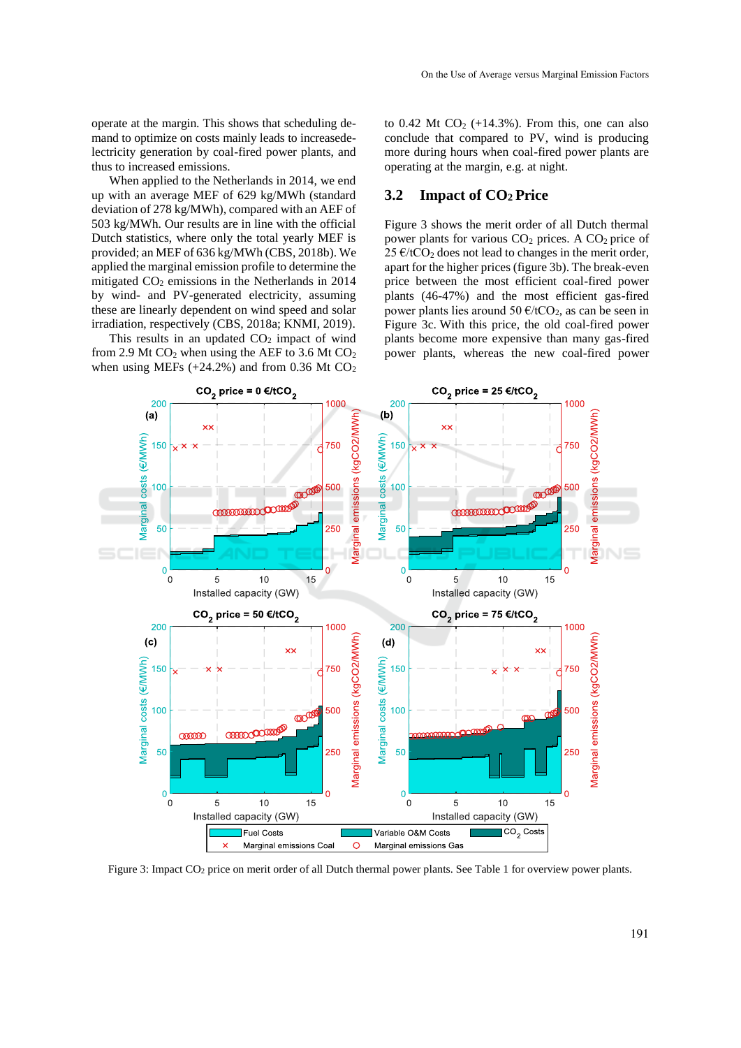operate at the margin. This shows that scheduling demand to optimize on costs mainly leads to increased electricity generation by coal-fired power plants, and thus to increased emissions.

When applied to the Netherlands in 2014, we end up with an average MEF of 629 kg/MWh (standard deviation of 278 kg/MWh), compared with an AEF of 503 kg/MWh. Our results are in line with the official Dutch statistics, where only the total yearly MEF is provided; an MEF of 636 kg/MWh (CBS, 2018b). We applied the marginal emission profile to determine the mitigated $CO_2$ emissions in the Netherlands in 2014 by wind- and PV-generated electricity, assuming these are linearly dependent on wind speed and solar irradiation, respectively (CBS, 2018a; KNMI, 2019).

This results in an updated $CO_2$ impact of wind from 2.9 Mt $CO_2$ when using the AEF to 3.6 Mt $CO_2$ when using MEFs (+24.2%) and from 0.36 Mt $CO_2$ to 0.42 Mt $CO_2$ (+14.3%). From this, one can also conclude that compared to PV, wind is producing more during hours when coal-fired power plants are operating at the margin, e.g. at night.

## 3.2 Impact of $CO_2$ Price

Figure 3 shows the merit order of all Dutch thermal power plants for various $CO_2$ prices. A $CO_2$ price of 25 €/t$CO_2$ does not lead to changes in the merit order, apart for the higher prices (figure 3b). The break-even price between the most efficient coal-fired power plants (46-47%) and the most efficient gas-fired power plants lies around 50 €/t$CO_2$, as can be seen in Figure 3c. With this price, the old coal-fired power plants become more expensive than many gas-fired power plants, whereas the new coal-fired power

Figure 3: Impact $CO_2$ price on merit order of all Dutch thermal power plants. See Table 1 for overview power plants.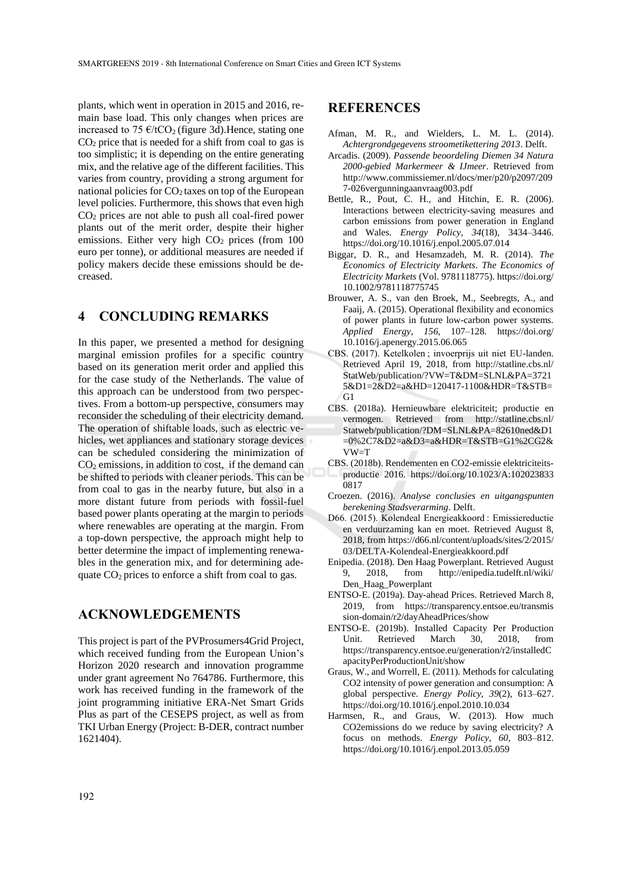plants, which went in operation in 2015 and 2016, remain base load. This only changes when prices are increased to 75 €/t$CO_2$ (figure 3d).Hence, stating one $CO_2$ price that is needed for a shift from coal to gas is too simplistic; it is depending on the entire generating mix, and the relative age of the different facilities. This varies from country, providing a strong argument for national policies for $CO_2$ taxes on top of the European level policies. Furthermore, this shows that even high $CO_2$ prices are not able to push all coal-fired power plants out of the merit order, despite their higher emissions. Either very high $CO_2$ prices (from 100 euro per tonne), or additional measures are needed if policy makers decide these emissions should be decreased.

## 4 CONCLUDING REMARKS

In this paper, we presented a method for designing marginal emission profiles for a specific country based on its generation merit order and applied this for the case study of the Netherlands. The value of this approach can be understood from two perspectives. From a bottom-up perspective, consumers may reconsider the scheduling of their electricity demand. The operation of shiftable loads, such as electric vehicles, wet appliances and stationary storage devices can be scheduled considering the minimization of $CO_2$ emissions, in addition to cost, if the demand can be shifted to periods with cleaner periods. This can be from coal to gas in the nearby future, but also in a more distant future from periods with fossil-fuel based power plants operating at the margin to periods where renewables are operating at the margin. From a top-down perspective, the approach might help to better determine the impact of implementing renewables in the generation mix, and for determining adequate $CO_2$ prices to enforce a shift from coal to gas.

## ACKNOWLEDGEMENTS

This project is part of the PVProsumers4Grid Project, which received funding from the European Union's Horizon 2020 research and innovation programme under grant agreement No 764786. Furthermore, this work has received funding in the framework of the joint programming initiative ERA-Net Smart Grids Plus as part of the CESEPS project, as well as from TKI Urban Energy (Project: B-DER, contract number 1621404).

## REFERENCES

Afman, M. R., and Wielders, L. M. L. (2014). *Achtergrondgegevens stroometikettering 2013*. Delft.

Arcadis. (2009). *Passende beoordeling Diemen 34 Natura 2000-gebied Markermeer & IJmeer*. Retrieved from http://www.commissiemer.nl/docs/mer/p20/p2097/2097-026vergunningaanvraag003.pdf

Bettle, R., Pout, C. H., and Hitchin, E. R. (2006). Interactions between electricity-saving measures and carbon emissions from power generation in England and Wales. *Energy Policy*, *34*(18), 3434–3446. https://doi.org/10.1016/j.enpol.2005.07.014

Biggar, D. R., and Hesamzadeh, M. R. (2014). *The Economics of Electricity Markets*. *The Economics of Electricity Markets* (Vol. 9781118775). https://doi.org/10.1002/9781118775745

Brouwer, A. S., van den Broek, M., Seebregts, A., and Faaij, A. (2015). Operational flexibility and economics of power plants in future low-carbon power systems. *Applied Energy*, *156*, 107–128. https://doi.org/10.1016/j.apenergy.2015.06.065

CBS. (2017). Ketelkolen ; invoerprijs uit niet EU-landen. Retrieved April 19, 2018, from http://statline.cbs.nl/StatWeb/publication/?VW=T&DM=SLNL&PA=37215&D1=2&D2=a&HD=120417-1100&HDR=T&STB=G1

CBS. (2018a). Hernieuwbare elektriciteit; productie en vermogen. Retrieved from http://statline.cbs.nl/Statweb/publication/?DM=SLNL&PA=82610ned&D1=0%2C7&D2=a&D3=a&HDR=T&STB=G1%2CG2&VW=T

CBS. (2018b). Rendementen en CO2-emissie elektriciteitsproductie 2016. https://doi.org/10.1023/A:1020238330817

Croezen. (2016). *Analyse conclusies en uitgangspunten berekening Stadsverarming*. Delft.

D66. (2015). Kolendeal Energieakkoord : Emissiereductie en verduurzaming kan en moet. Retrieved August 8, 2018, from https://d66.nl/content/uploads/sites/2/2015/03/DELTA-Kolendeal-Energieakkoord.pdf

Enipedia. (2018). Den Haag Powerplant. Retrieved August 9, 2018, from http://enipedia.tudelft.nl/wiki/Den_Haag_Powerplant

ENTSO-E. (2019a). Day-ahead Prices. Retrieved March 8, 2019, from https://transparency.entsoe.eu/transmission-domain/r2/dayAheadPrices/show

ENTSO-E. (2019b). Installed Capacity Per Production Unit. Retrieved March 30, 2018, from https://transparency.entsoe.eu/generation/r2/installedCapacityPerProductionUnit/show

Graus, W., and Worrell, E. (2011). Methods for calculating CO2 intensity of power generation and consumption: A global perspective. *Energy Policy*, *39*(2), 613–627. https://doi.org/10.1016/j.enpol.2010.10.034

Harmsen, R., and Graus, W. (2013). How much CO2emissions do we reduce by saving electricity? A focus on methods. *Energy Policy*, *60*, 803–812. https://doi.org/10.1016/j.enpol.2013.05.059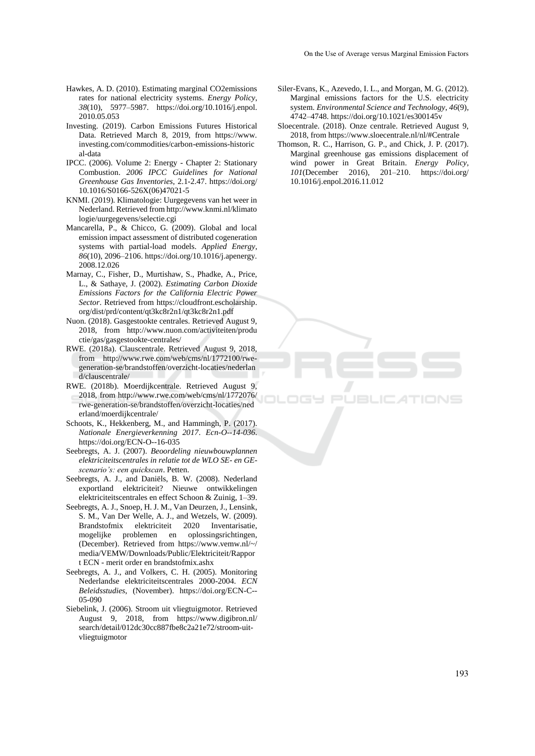Hawkes, A. D. (2010). Estimating marginal CO2emissions rates for national electricity systems. *Energy Policy*, *38*(10), 5977–5987. https://doi.org/10.1016/j.enpol.2010.05.053

Investing. (2019). Carbon Emissions Futures Historical Data. Retrieved March 8, 2019, from https://www.investing.com/commodities/carbon-emissions-historical-data

IPCC. (2006). Volume 2: Energy - Chapter 2: Stationary Combustion. *2006 IPCC Guidelines for National Greenhouse Gas Inventories*, 2.1-2.47. https://doi.org/10.1016/S0166-526X(06)47021-5

KNMI. (2019). Klimatologie: Uurgegevens van het weer in Nederland. Retrieved from http://www.knmi.nl/klimatologie/uurgegevens/selectie.cgi

Mancarella, P., & Chicco, G. (2009). Global and local emission impact assessment of distributed cogeneration systems with partial-load models. *Applied Energy*, *86*(10), 2096–2106. https://doi.org/10.1016/j.apenergy.2008.12.026

Marnay, C., Fisher, D., Murtishaw, S., Phadke, A., Price, L., & Sathaye, J. (2002). *Estimating Carbon Dioxide Emissions Factors for the California Electric Power Sector*. Retrieved from https://cloudfront.escholarship.org/dist/prd/content/qt3kc8r2n1/qt3kc8r2n1.pdf

Nuon. (2018). Gasgestookte centrales. Retrieved August 9, 2018, from http://www.nuon.com/activiteiten/productie/gas/gasgestookte-centrales/

RWE. (2018a). Clauscentrale. Retrieved August 9, 2018, from http://www.rwe.com/web/cms/nl/1772100/rwe-generation-se/brandstoffen/overzicht-locaties/nederland/clauscentrale/

RWE. (2018b). Moerdijkcentrale. Retrieved August 9, 2018, from http://www.rwe.com/web/cms/nl/1772076/rwe-generation-se/brandstoffen/overzicht-locaties/nederland/moerdijkcentrale/

Schoots, K., Hekkenberg, M., and Hammingh, P. (2017). *Nationale Energieverkenning 2017*. *Ecn-O--14-036*. https://doi.org/ECN-O--16-035

Seebregts, A. J. (2007). *Beoordeling nieuwbouwplannen elektriciteitscentrales in relatie tot de WLO SE- en GE-scenario's: een quickscan*. Petten.

Seebregts, A. J., and Daniëls, B. W. (2008). Nederland exportland elektriciteit? Nieuwe ontwikkelingen elektriciteitscentrales en effect Schoon & Zuinig, 1–39.

Seebregts, A. J., Snoep, H. J. M., Van Deurzen, J., Lensink, S. M., Van Der Welle, A. J., and Wetzels, W. (2009). Brandstofmix elektriciteit 2020 Inventarisatie, mogelijke problemen en oplossingsrichtingen, (December). Retrieved from https://www.vemw.nl/~/media/VEMW/Downloads/Public/Elektriciteit/Rapport ECN - merit order en brandstofmix.ashx

Seebregts, A. J., and Volkers, C. H. (2005). Monitoring Nederlandse elektriciteitscentrales 2000-2004. *ECN Beleidsstudies*, (November). https://doi.org/ECN-C--05-090

Siebelink, J. (2006). Stroom uit vliegtuigmotor. Retrieved August 9, 2018, from https://www.digibron.nl/search/detail/012dc30cc887fbe8c2a21e72/stroom-uit-vliegtuigmotor

Siler-Evans, K., Azevedo, I. L., and Morgan, M. G. (2012). Marginal emissions factors for the U.S. electricity system. *Environmental Science and Technology*, *46*(9), 4742–4748. https://doi.org/10.1021/es300145v

Sloecentrale. (2018). Onze centrale. Retrieved August 9, 2018, from https://www.sloecentrale.nl/nl/#Centrale

Thomson, R. C., Harrison, G. P., and Chick, J. P. (2017). Marginal greenhouse gas emissions displacement of wind power in Great Britain. *Energy Policy*, *101*(December 2016), 201–210. https://doi.org/10.1016/j.enpol.2016.11.012